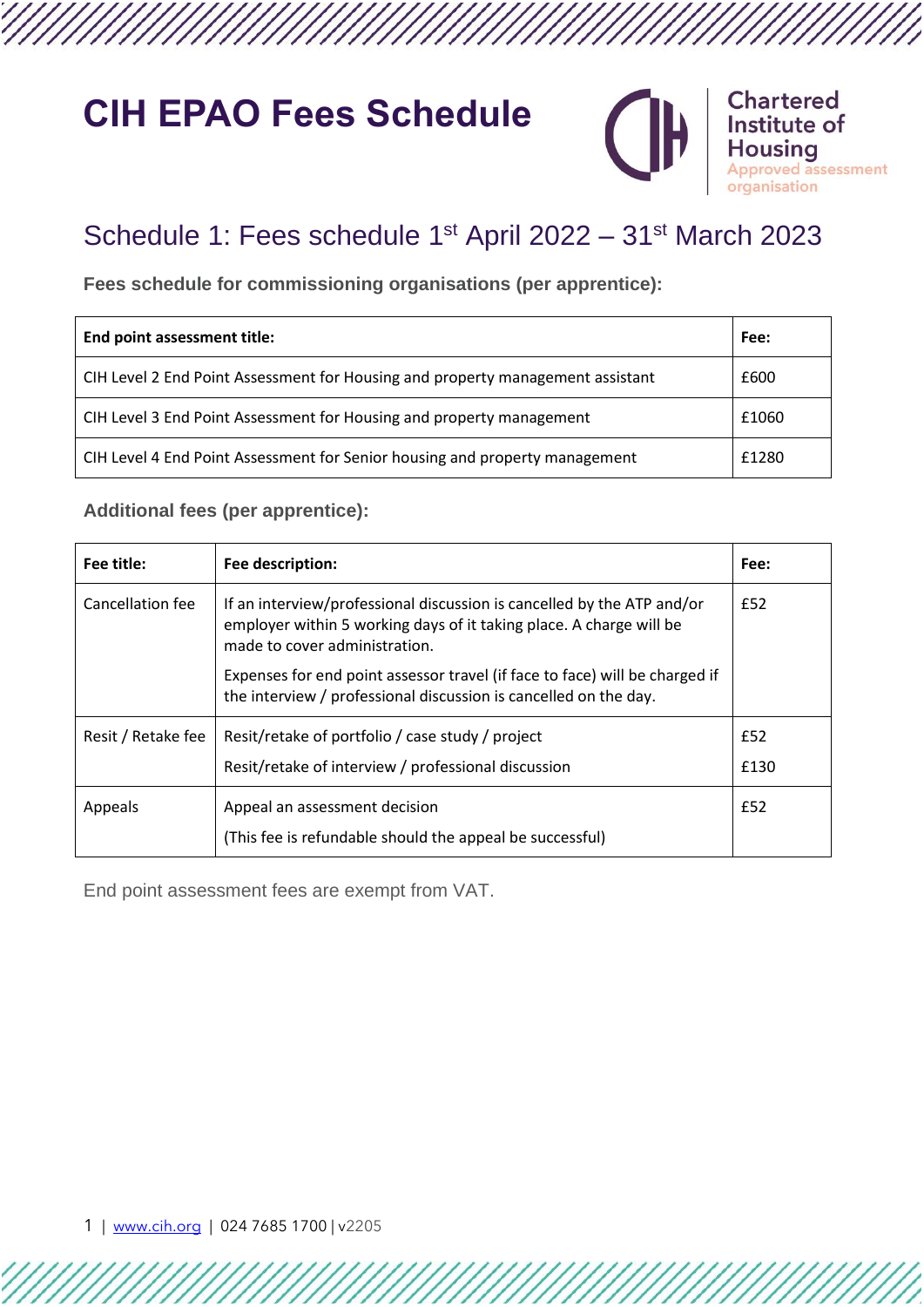# CIH EPAO Fees Schedule

Chartered Institute of Housing
Approved assessment organisation

## Schedule 1: Fees schedule 1st April 2022 – 31st March 2023

### Fees schedule for commissioning organisations (per apprentice):

| End point assessment title: | Fee: |
|---|---|
| CIH Level 2 End Point Assessment for Housing and property management assistant | £600 |
| CIH Level 3 End Point Assessment for Housing and property management | £1060 |
| CIH Level 4 End Point Assessment for Senior housing and property management | £1280 |

### Additional fees (per apprentice):

| Fee title: | Fee description: | Fee: |
|---|---|---|
| Cancellation fee | If an interview/professional discussion is cancelled by the ATP and/or employer within 5 working days of it taking place. A charge will be made to cover administration.<br><br>Expenses for end point assessor travel (if face to face) will be charged if the interview / professional discussion is cancelled on the day. | £52 |
| Resit / Retake fee | Resit/retake of portfolio / case study / project<br><br>Resit/retake of interview / professional discussion | £52<br><br>£130 |
| Appeals | Appeal an assessment decision<br><br>(This fee is refundable should the appeal be successful) | £52 |

End point assessment fees are exempt from VAT.

1 | www.cih.org | 024 7685 1700 | v2205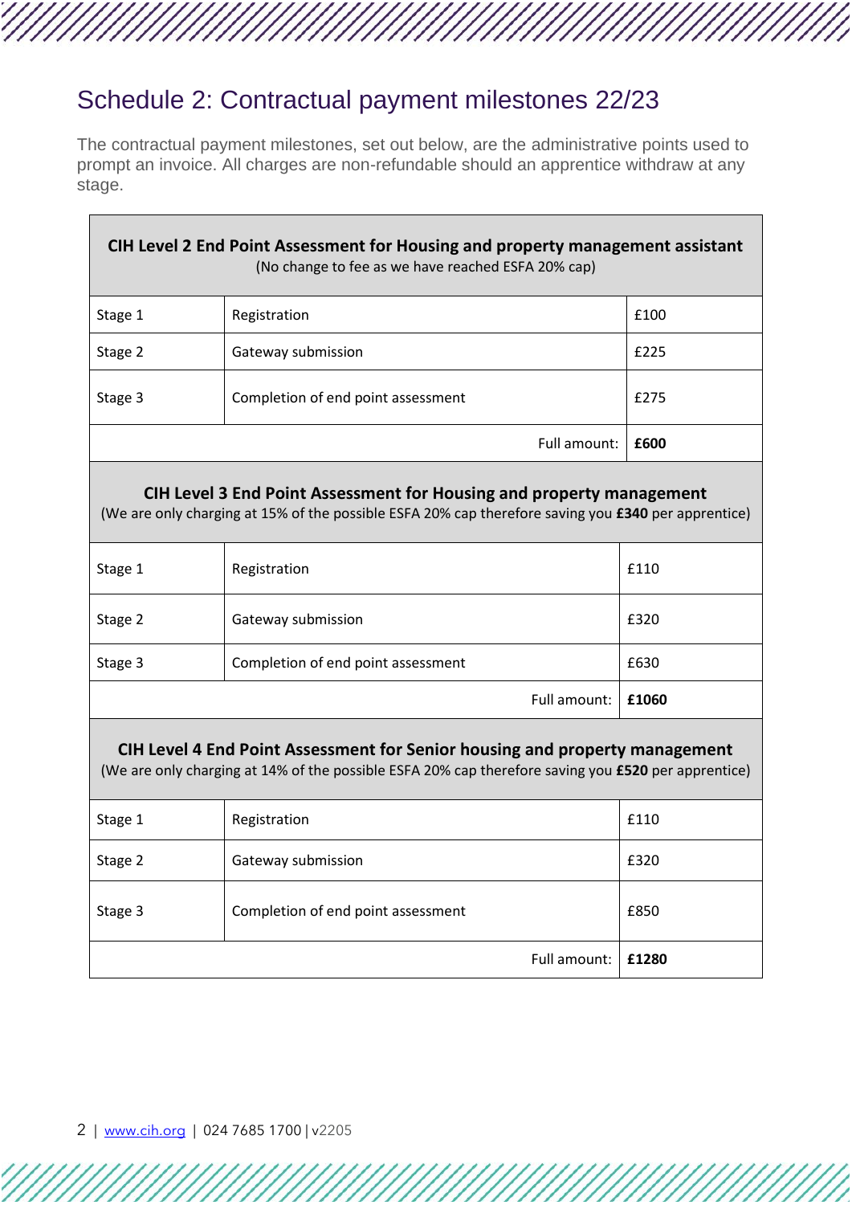## Schedule 2: Contractual payment milestones 22/23

The contractual payment milestones, set out below, are the administrative points used to prompt an invoice. All charges are non-refundable should an apprentice withdraw at any stage.

| | | |
|---|---|---|
| **CIH Level 2 End Point Assessment for Housing and property management assistant** (No change to fee as we have reached ESFA 20% cap) | | |
| Stage 1 | Registration | £100 |
| Stage 2 | Gateway submission | £225 |
| Stage 3 | Completion of end point assessment | £275 |
| | Full amount: | **£600** |
| **CIH Level 3 End Point Assessment for Housing and property management** (We are only charging at 15% of the possible ESFA 20% cap therefore saving you **£340** per apprentice) | | |
| Stage 1 | Registration | £110 |
| Stage 2 | Gateway submission | £320 |
| Stage 3 | Completion of end point assessment | £630 |
| | Full amount: | **£1060** |
| **CIH Level 4 End Point Assessment for Senior housing and property management** (We are only charging at 14% of the possible ESFA 20% cap therefore saving you **£520** per apprentice) | | |
| Stage 1 | Registration | £110 |
| Stage 2 | Gateway submission | £320 |
| Stage 3 | Completion of end point assessment | £850 |
| | Full amount: | **£1280** |

www.cih.org | 024 7685 1700 | v2205